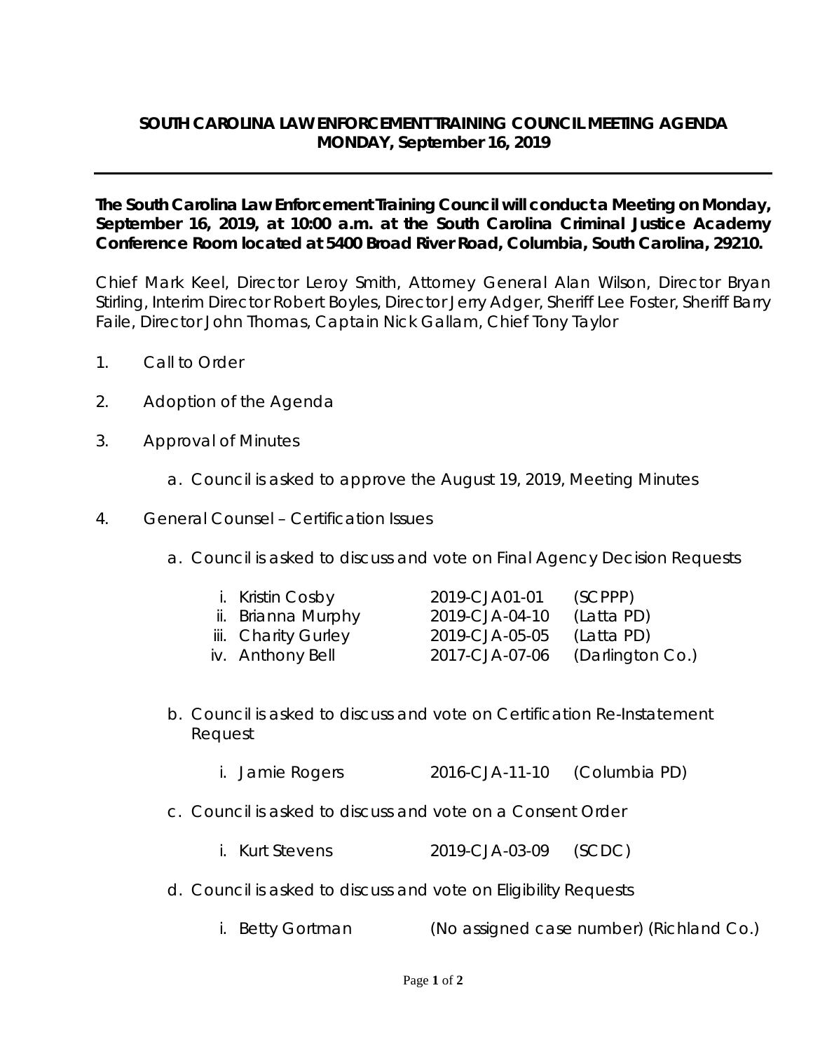**SOUTH CAROLINA LAW ENFORCEMENT TRAINING COUNCIL MEETING AGENDA MONDAY, September 16, 2019**

---

**The South Carolina Law Enforcement Training Council will conduct a Meeting on Monday, September 16, 2019, at 10:00 a.m. at the South Carolina Criminal Justice Academy Conference Room located at 5400 Broad River Road, Columbia, South Carolina, 29210.**

Chief Mark Keel, Director Leroy Smith, Attorney General Alan Wilson, Director Bryan Stirling, Interim Director Robert Boyles, Director Jerry Adger, Sheriff Lee Foster, Sheriff Barry Faile, Director John Thomas, Captain Nick Gallam, Chief Tony Taylor

1. Call to Order

2. Adoption of the Agenda

3. Approval of Minutes

   a. Council is asked to approve the August 19, 2019, Meeting Minutes

4. General Counsel – Certification Issues

   a. Council is asked to discuss and vote on Final Agency Decision Requests

      | | | |
      |---|---|---|
      | i. Kristin Cosby | 2019-CJA01-01 | (SCPPP) |
      | ii. Brianna Murphy | 2019-CJA-04-10 | (Latta PD) |
      | iii. Charity Gurley | 2019-CJA-05-05 | (Latta PD) |
      | iv. Anthony Bell | 2017-CJA-07-06 | (Darlington Co.) |

   b. Council is asked to discuss and vote on Certification Re-Instatement Request

      i. Jamie Rogers 2016-CJA-11-10 (Columbia PD)

   c. Council is asked to discuss and vote on a Consent Order

      i. Kurt Stevens 2019-CJA-03-09 (SCDC)

   d. Council is asked to discuss and vote on Eligibility Requests

      i. Betty Gortman (No assigned case number) (Richland Co.)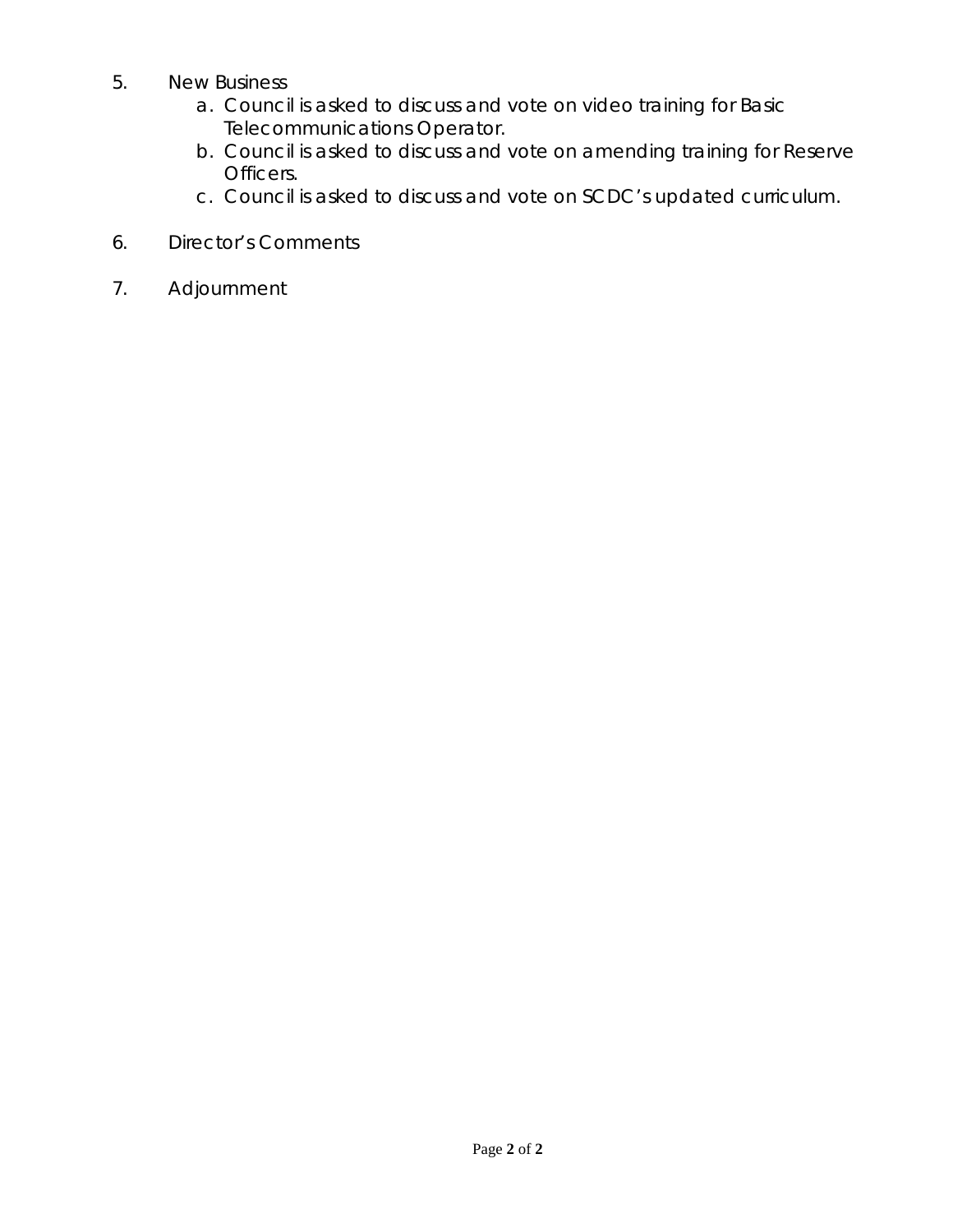5. New Business
    a. Council is asked to discuss and vote on video training for Basic Telecommunications Operator.
    b. Council is asked to discuss and vote on amending training for Reserve Officers.
    c. Council is asked to discuss and vote on SCDC's updated curriculum.

6. Director's Comments

7. Adjournment